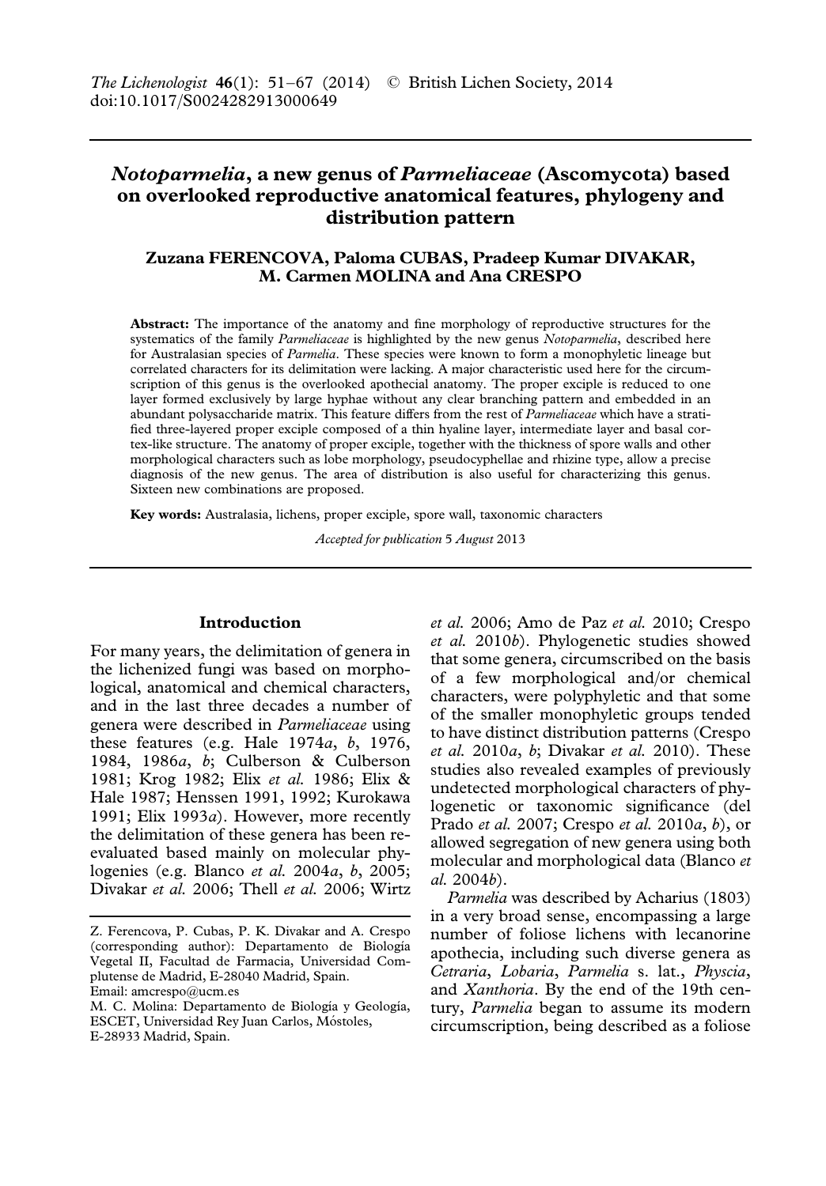The Lichenologist **46**(1): 51–67 (2014) © British Lichen Society, 2014
doi:10.1017/S0024282913000649

# *Notoparmelia*, a new genus of *Parmeliaceae* (Ascomycota) based on overlooked reproductive anatomical features, phylogeny and distribution pattern

**Zuzana FERENCOVA, Paloma CUBAS, Pradeep Kumar DIVAKAR, M. Carmen MOLINA and Ana CRESPO**

**Abstract:** The importance of the anatomy and fine morphology of reproductive structures for the systematics of the family *Parmeliaceae* is highlighted by the new genus *Notoparmelia*, described here for Australasian species of *Parmelia*. These species were known to form a monophyletic lineage but correlated characters for its delimitation were lacking. A major characteristic used here for the circumscription of this genus is the overlooked apothecial anatomy. The proper exciple is reduced to one layer formed exclusively by large hyphae without any clear branching pattern and embedded in an abundant polysaccharide matrix. This feature differs from the rest of *Parmeliaceae* which have a stratified three-layered proper exciple composed of a thin hyaline layer, intermediate layer and basal cortex-like structure. The anatomy of proper exciple, together with the thickness of spore walls and other morphological characters such as lobe morphology, pseudocyphellae and rhizine type, allow a precise diagnosis of the new genus. The area of distribution is also useful for characterizing this genus. Sixteen new combinations are proposed.

**Key words:** Australasia, lichens, proper exciple, spore wall, taxonomic characters

*Accepted for publication* 5 *August* 2013

## Introduction

For many years, the delimitation of genera in the lichenized fungi was based on morphological, anatomical and chemical characters, and in the last three decades a number of genera were described in *Parmeliaceae* using these features (e.g. Hale 1974*a*, *b*, 1976, 1984, 1986*a*, *b*; Culberson & Culberson 1981; Krog 1982; Elix *et al.* 1986; Elix & Hale 1987; Henssen 1991, 1992; Kurokawa 1991; Elix 1993*a*). However, more recently the delimitation of these genera has been re-evaluated based mainly on molecular phylogenies (e.g. Blanco *et al.* 2004*a*, *b*, 2005; Divakar *et al.* 2006; Thell *et al.* 2006; Wirtz *et al.* 2006; Amo de Paz *et al.* 2010; Crespo *et al.* 2010*b*). Phylogenetic studies showed that some genera, circumscribed on the basis of a few morphological and/or chemical characters, were polyphyletic and that some of the smaller monophyletic groups tended to have distinct distribution patterns (Crespo *et al.* 2010*a*, *b*; Divakar *et al.* 2010). These studies also revealed examples of previously undetected morphological characters of phylogenetic or taxonomic significance (del Prado *et al.* 2007; Crespo *et al.* 2010*a*, *b*), or allowed segregation of new genera using both molecular and morphological data (Blanco *et al.* 2004*b*).

*Parmelia* was described by Acharius (1803) in a very broad sense, encompassing a large number of foliose lichens with lecanorine apothecia, including such diverse genera as *Cetraria*, *Lobaria*, *Parmelia* s. lat., *Physcia*, and *Xanthoria*. By the end of the 19th century, *Parmelia* began to assume its modern circumscription, being described as a foliose

---

Z. Ferencova, P. Cubas, P. K. Divakar and A. Crespo (corresponding author): Departamento de Biología Vegetal II, Facultad de Farmacia, Universidad Complutense de Madrid, E-28040 Madrid, Spain.
Email: amcrespo@ucm.es

M. C. Molina: Departamento de Biología y Geología, ESCET, Universidad Rey Juan Carlos, Móstoles, E-28933 Madrid, Spain.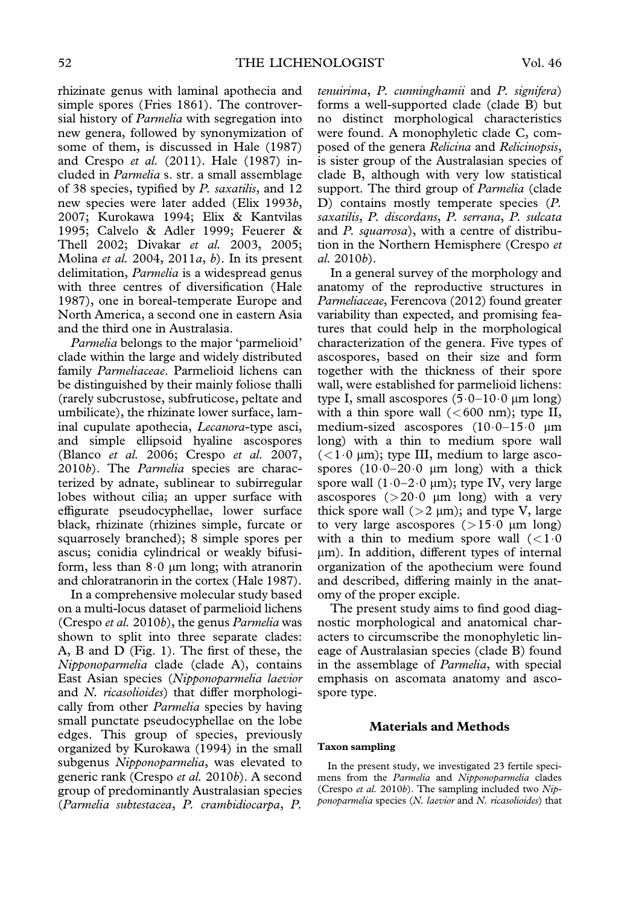rhizinate genus with laminal apothecia and simple spores (Fries 1861). The controversial history of *Parmelia* with segregation into new genera, followed by synonymization of some of them, is discussed in Hale (1987) and Crespo *et al.* (2011). Hale (1987) included in *Parmelia* s. str. a small assemblage of 38 species, typified by *P. saxatilis*, and 12 new species were later added (Elix 1993*b*, 2007; Kurokawa 1994; Elix & Kantvilas 1995; Calvelo & Adler 1999; Feuerer & Thell 2002; Divakar *et al.* 2003, 2005; Molina *et al.* 2004, 2011*a*, *b*). In its present delimitation, *Parmelia* is a widespread genus with three centres of diversification (Hale 1987), one in boreal-temperate Europe and North America, a second one in eastern Asia and the third one in Australasia.

*Parmelia* belongs to the major 'parmelioid' clade within the large and widely distributed family *Parmeliaceae*. Parmelioid lichens can be distinguished by their mainly foliose thalli (rarely subcrustose, subfruticose, peltate and umbilicate), the rhizinate lower surface, laminal cupulate apothecia, *Lecanora*-type asci, and simple ellipsoid hyaline ascospores (Blanco *et al.* 2006; Crespo *et al.* 2007, 2010*b*). The *Parmelia* species are characterized by adnate, sublinear to subirregular lobes without cilia; an upper surface with effigurate pseudocyphellae, lower surface black, rhizinate (rhizines simple, furcate or squarrosely branched); 8 simple spores per ascus; conidia cylindrical or weakly bifusiform, less than 8·0 µm long; with atranorin and chloratranorin in the cortex (Hale 1987).

In a comprehensive molecular study based on a multi-locus dataset of parmelioid lichens (Crespo *et al.* 2010*b*), the genus *Parmelia* was shown to split into three separate clades: A, B and D (Fig. 1). The first of these, the *Nipponoparmelia* clade (clade A), contains East Asian species (*Nipponoparmelia laevior* and *N. ricasolioides*) that differ morphologically from other *Parmelia* species by having small punctate pseudocyphellae on the lobe edges. This group of species, previously organized by Kurokawa (1994) in the small subgenus *Nipponoparmelia*, was elevated to generic rank (Crespo *et al.* 2010*b*). A second group of predominantly Australasian species (*Parmelia subtestacea*, *P. crambidiocarpa*, *P. tenuirima*, *P. cunninghamii* and *P. signifera*) forms a well-supported clade (clade B) but no distinct morphological characteristics were found. A monophyletic clade C, composed of the genera *Relicina* and *Relicinopsis*, is sister group of the Australasian species of clade B, although with very low statistical support. The third group of *Parmelia* (clade D) contains mostly temperate species (*P. saxatilis*, *P. discordans*, *P. serrana*, *P. sulcata* and *P. squarrosa*), with a centre of distribution in the Northern Hemisphere (Crespo *et al.* 2010*b*).

In a general survey of the morphology and anatomy of the reproductive structures in *Parmeliaceae*, Ferencova (2012) found greater variability than expected, and promising features that could help in the morphological characterization of the genera. Five types of ascospores, based on their size and form together with the thickness of their spore wall, were established for parmelioid lichens: type I, small ascospores (5·0–10·0 µm long) with a thin spore wall (<600 nm); type II, medium-sized ascospores (10·0–15·0 µm long) with a thin to medium spore wall (<1·0 µm); type III, medium to large ascospores (10·0–20·0 µm long) with a thick spore wall (1·0–2·0 µm); type IV, very large ascospores (>20·0 µm long) with a very thick spore wall (>2 µm); and type V, large to very large ascospores (>15·0 µm long) with a thin to medium spore wall (<1·0 µm). In addition, different types of internal organization of the apothecium were found and described, differing mainly in the anatomy of the proper exciple.

The present study aims to find good diagnostic morphological and anatomical characters to circumscribe the monophyletic lineage of Australasian species (clade B) found in the assemblage of *Parmelia*, with special emphasis on ascomata anatomy and ascospore type.

## Materials and Methods

### Taxon sampling

In the present study, we investigated 23 fertile specimens from the *Parmelia* and *Nipponoparmelia* clades (Crespo *et al.* 2010*b*). The sampling included two *Nipponoparmelia* species (*N. laevior* and *N. ricasolioides*) that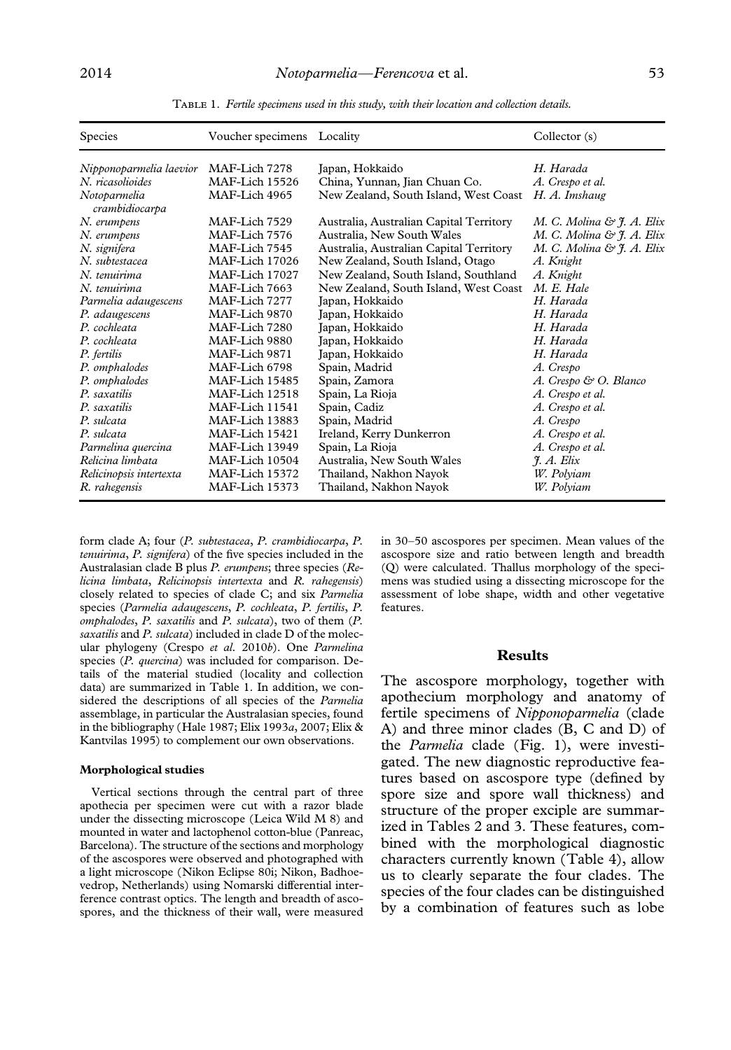TABLE 1. *Fertile specimens used in this study, with their location and collection details.*

| Species | Voucher specimens | Locality | Collector (s) |
|---|---|---|---|
| *Nipponoparmelia laevior* | MAF-Lich 7278 | Japan, Hokkaido | *H. Harada* |
| *N. ricasolioides* | MAF-Lich 15526 | China, Yunnan, Jian Chuan Co. | *A. Crespo et al.* |
| *Notoparmelia crambidiocarpa* | MAF-Lich 4965 | New Zealand, South Island, West Coast | *H. A. Imshaug* |
| *N. erumpens* | MAF-Lich 7529 | Australia, Australian Capital Territory | *M. C. Molina & J. A. Elix* |
| *N. erumpens* | MAF-Lich 7576 | Australia, New South Wales | *M. C. Molina & J. A. Elix* |
| *N. signifera* | MAF-Lich 7545 | Australia, Australian Capital Territory | *M. C. Molina & J. A. Elix* |
| *N. subtestacea* | MAF-Lich 17026 | New Zealand, South Island, Otago | *A. Knight* |
| *N. tenuirima* | MAF-Lich 17027 | New Zealand, South Island, Southland | *A. Knight* |
| *N. tenuirima* | MAF-Lich 7663 | New Zealand, South Island, West Coast | *M. E. Hale* |
| *Parmelia adaugescens* | MAF-Lich 7277 | Japan, Hokkaido | *H. Harada* |
| *P. adaugescens* | MAF-Lich 9870 | Japan, Hokkaido | *H. Harada* |
| *P. cochleata* | MAF-Lich 7280 | Japan, Hokkaido | *H. Harada* |
| *P. cochleata* | MAF-Lich 9880 | Japan, Hokkaido | *H. Harada* |
| *P. fertilis* | MAF-Lich 9871 | Japan, Hokkaido | *H. Harada* |
| *P. omphalodes* | MAF-Lich 6798 | Spain, Madrid | *A. Crespo* |
| *P. omphalodes* | MAF-Lich 15485 | Spain, Zamora | *A. Crespo & O. Blanco* |
| *P. saxatilis* | MAF-Lich 12518 | Spain, La Rioja | *A. Crespo et al.* |
| *P. saxatilis* | MAF-Lich 11541 | Spain, Cadiz | *A. Crespo et al.* |
| *P. sulcata* | MAF-Lich 13883 | Spain, Madrid | *A. Crespo* |
| *P. sulcata* | MAF-Lich 15421 | Ireland, Kerry Dunkerron | *A. Crespo et al.* |
| *Parmelina quercina* | MAF-Lich 13949 | Spain, La Rioja | *A. Crespo et al.* |
| *Relicina limbata* | MAF-Lich 10504 | Australia, New South Wales | *J. A. Elix* |
| *Relicinopsis intertexta* | MAF-Lich 15372 | Thailand, Nakhon Nayok | *W. Polyiam* |
| *R. rahegensis* | MAF-Lich 15373 | Thailand, Nakhon Nayok | *W. Polyiam* |

form clade A; four (*P. subtestacea*, *P. crambidiocarpa*, *P. tenuirima*, *P. signifera*) of the five species included in the Australasian clade B plus *P. erumpens*; three species (*Relicina limbata*, *Relicinopsis intertexta* and *R. rahegensis*) closely related to species of clade C; and six *Parmelia* species (*Parmelia adaugescens*, *P. cochleata*, *P. fertilis*, *P. omphalodes*, *P. saxatilis* and *P. sulcata*), two of them (*P. saxatilis* and *P. sulcata*) included in clade D of the molecular phylogeny (Crespo *et al.* 2010*b*). One *Parmelina* species (*P. quercina*) was included for comparison. Details of the material studied (locality and collection data) are summarized in Table 1. In addition, we considered the descriptions of all species of the *Parmelia* assemblage, in particular the Australasian species, found in the bibliography (Hale 1987; Elix 1993*a*, 2007; Elix & Kantvilas 1995) to complement our own observations.

### Morphological studies

Vertical sections through the central part of three apothecia per specimen were cut with a razor blade under the dissecting microscope (Leica Wild M 8) and mounted in water and lactophenol cotton-blue (Panreac, Barcelona). The structure of the sections and morphology of the ascospores were observed and photographed with a light microscope (Nikon Eclipse 80i; Nikon, Badhoevedrop, Netherlands) using Nomarski differential interference contrast optics. The length and breadth of ascospores, and the thickness of their wall, were measured in 30–50 ascospores per specimen. Mean values of the ascospore size and ratio between length and breadth (Q) were calculated. Thallus morphology of the specimens was studied using a dissecting microscope for the assessment of lobe shape, width and other vegetative features.

## Results

The ascospore morphology, together with apothecium morphology and anatomy of fertile specimens of *Nipponoparmelia* (clade A) and three minor clades (B, C and D) of the *Parmelia* clade (Fig. 1), were investigated. The new diagnostic reproductive features based on ascospore type (defined by spore size and spore wall thickness) and structure of the proper exciple are summarized in Tables 2 and 3. These features, combined with the morphological diagnostic characters currently known (Table 4), allow us to clearly separate the four clades. The species of the four clades can be distinguished by a combination of features such as lobe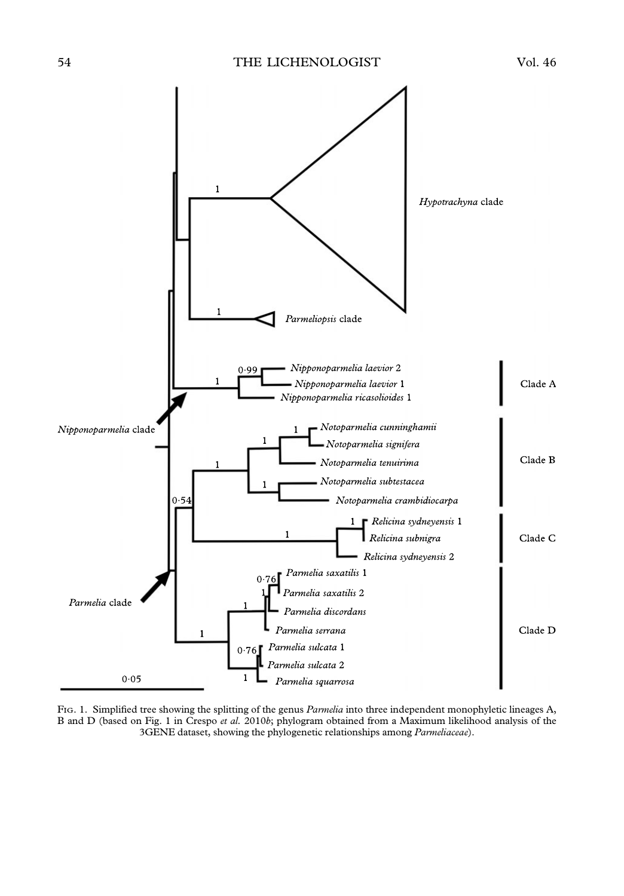Fig. 1. Simplified tree showing the splitting of the genus *Parmelia* into three independent monophyletic lineages A, B and D (based on Fig. 1 in Crespo *et al.* 2010*b*; phylogram obtained from a Maximum likelihood analysis of the 3GENE dataset, showing the phylogenetic relationships among *Parmeliaceae*).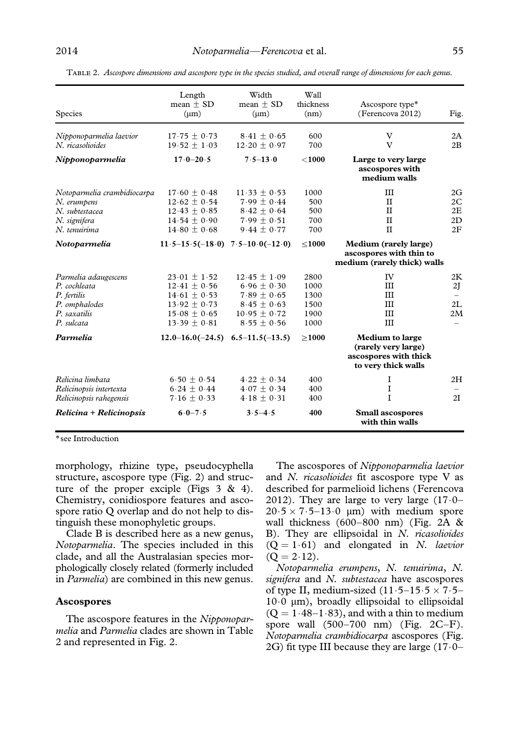TABLE 2. *Ascospore dimensions and ascospore type in the species studied, and overall range of dimensions for each genus.*

| Species | Length mean ± SD (μm) | Width mean ± SD (μm) | Wall thickness (nm) | Ascospore type* (Ferencova 2012) | Fig. |
|---|---|---|---|---|---|
| *Nipponoparmelia laevior* | 17·75 ± 0·73 | 8·41 ± 0·65 | 600 | V | 2A |
| *N. ricasolioides* | 19·52 ± 1·03 | 12·20 ± 0·97 | 700 | V | 2B |
| ***Nipponoparmelia*** | **17·0–20·5** | **7·5–13·0** | **<1000** | **Large to very large ascospores with medium walls** | |
| *Notoparmelia crambidiocarpa* | 17·60 ± 0·48 | 11·33 ± 0·53 | 1000 | III | 2G |
| *N. erumpens* | 12·62 ± 0·54 | 7·99 ± 0·44 | 500 | II | 2C |
| *N. subtestacea* | 12·43 ± 0·85 | 8·42 ± 0·64 | 500 | II | 2E |
| *N. signifera* | 14·54 ± 0·90 | 7·99 ± 0·51 | 700 | II | 2D |
| *N. tenuirima* | 14·80 ± 0·68 | 9·44 ± 0·77 | 700 | II | 2F |
| ***Notoparmelia*** | **11·5–15·5(–18·0)** | **7·5–10·0(–12·0)** | **≤1000** | **Medium (rarely large) ascospores with thin to medium (rarely thick) walls** | |
| *Parmelia adaugescens* | 23·01 ± 1·52 | 12·45 ± 1·09 | 2800 | IV | 2K |
| *P. cochleata* | 12·41 ± 0·56 | 6·96 ± 0·30 | 1000 | III | 2J |
| *P. fertilis* | 14·61 ± 0·53 | 7·89 ± 0·65 | 1300 | III | – |
| *P. omphalodes* | 13·92 ± 0·73 | 8·45 ± 0·63 | 1500 | III | 2L |
| *P. saxatilis* | 15·08 ± 0·65 | 10·95 ± 0·72 | 1900 | III | 2M |
| *P. sulcata* | 13·39 ± 0·81 | 8·55 ± 0·56 | 1000 | III | – |
| ***Parmelia*** | **12.0–16.0(–24.5)** | **6.5–11.5(–13.5)** | **≥1000** | **Medium to large (rarely very large) ascospores with thick to very thick walls** | |
| *Relicina limbata* | 6·50 ± 0·54 | 4·22 ± 0·34 | 400 | I | 2H |
| *Relicinopsis intertexta* | 6·24 ± 0·44 | 4·07 ± 0·34 | 400 | I | – |
| *Relicinopsis rahegensis* | 7·16 ± 0·33 | 4·18 ± 0·31 | 400 | I | 2I |
| ***Relicina + Relicinopsis*** | **6·0–7·5** | **3·5–4·5** | **400** | **Small ascospores with thin walls** | |

*see Introduction

morphology, rhizine type, pseudocyphella structure, ascospore type (Fig. 2) and structure of the proper exciple (Figs 3 & 4). Chemistry, conidiospore features and ascospore ratio Q overlap and do not help to distinguish these monophyletic groups.

Clade B is described here as a new genus, *Notoparmelia*. The species included in this clade, and all the Australasian species morphologically closely related (formerly included in *Parmelia*) are combined in this new genus.

## Ascospores

The ascospore features in the *Nipponoparmelia* and *Parmelia* clades are shown in Table 2 and represented in Fig. 2.

The ascospores of *Nipponoparmelia laevior* and *N. ricasolioides* fit ascospore type V as described for parmelioid lichens (Ferencova 2012). They are large to very large (17·0–20·5 × 7·5–13·0 μm) with medium spore wall thickness (600–800 nm) (Fig. 2A & B). They are ellipsoidal in *N. ricasolioides* (Q = 1·61) and elongated in *N. laevior* (Q = 2·12).

*Notoparmelia erumpens*, *N. tenuirima*, *N. signifera* and *N. subtestacea* have ascospores of type II, medium-sized (11·5–15·5 × 7·5–10·0 μm), broadly ellipsoidal to ellipsoidal (Q = 1·48–1·83), and with a thin to medium spore wall (500–700 nm) (Fig. 2C–F). *Notoparmelia crambidiocarpa* ascospores (Fig. 2G) fit type III because they are large (17·0–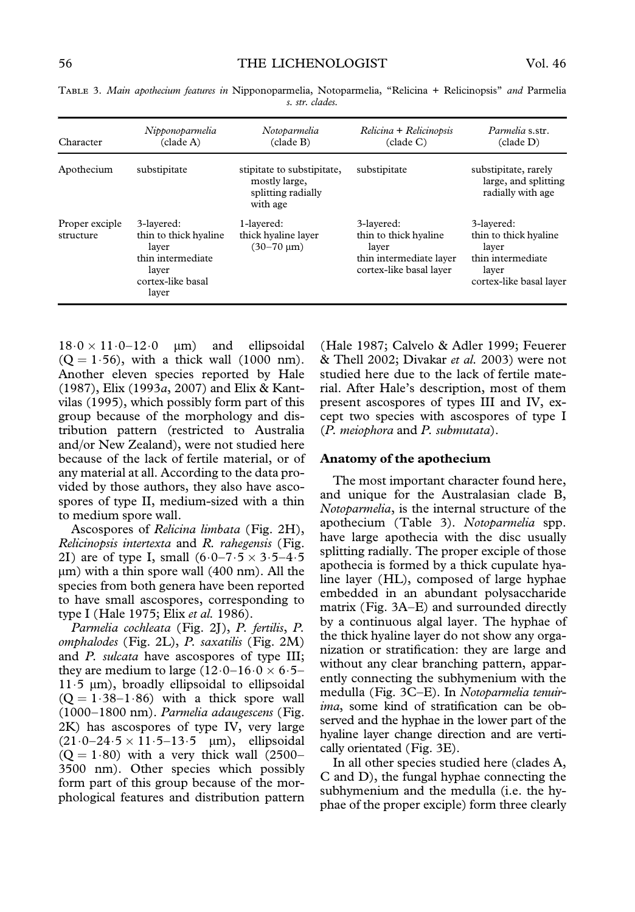TABLE 3. *Main apothecium features in* Nipponoparmelia, Notoparmelia, *"Relicina + Relicinopsis" and* Parmelia *s. str. clades.*

| Character | *Nipponoparmelia* (clade A) | *Notoparmelia* (clade B) | *Relicina* + *Relicinopsis* (clade C) | *Parmelia* s.str. (clade D) |
|---|---|---|---|---|
| Apothecium | substipitate | stipitate to substipitate, mostly large, splitting radially with age | substipitate | substipitate, rarely large, and splitting radially with age |
| Proper exciple structure | 3-layered: thin to thick hyaline layer thin intermediate layer cortex-like basal layer | 1-layered: thick hyaline layer (30–70 μm) | 3-layered: thin to thick hyaline layer thin intermediate layer cortex-like basal layer | 3-layered: thin to thick hyaline layer thin intermediate layer cortex-like basal layer |

$18{\cdot}0 \times 11{\cdot}0$–$12{\cdot}0$ μm) and ellipsoidal ($Q = 1{\cdot}56$), with a thick wall (1000 nm). Another eleven species reported by Hale (1987), Elix (1993*a*, 2007) and Elix & Kantvilas (1995), which possibly form part of this group because of the morphology and distribution pattern (restricted to Australia and/or New Zealand), were not studied here because of the lack of fertile material, or of any material at all. According to the data provided by those authors, they also have ascospores of type II, medium-sized with a thin to medium spore wall.

Ascospores of *Relicina limbata* (Fig. 2H), *Relicinopsis intertexta* and *R. rahegensis* (Fig. 2I) are of type I, small ($6{\cdot}0$–$7{\cdot}5 \times 3{\cdot}5$–$4{\cdot}5$ μm) with a thin spore wall (400 nm). All the species from both genera have been reported to have small ascospores, corresponding to type I (Hale 1975; Elix *et al.* 1986).

*Parmelia cochleata* (Fig. 2J), *P. fertilis*, *P. omphalodes* (Fig. 2L), *P. saxatilis* (Fig. 2M) and *P. sulcata* have ascospores of type III; they are medium to large ($12{\cdot}0$–$16{\cdot}0 \times 6{\cdot}5$–$11{\cdot}5$ μm), broadly ellipsoidal to ellipsoidal ($Q = 1{\cdot}38$–$1{\cdot}86$) with a thick spore wall (1000–1800 nm). *Parmelia adaugescens* (Fig. 2K) has ascospores of type IV, very large ($21{\cdot}0$–$24{\cdot}5 \times 11{\cdot}5$–$13{\cdot}5$ μm), ellipsoidal ($Q = 1{\cdot}80$) with a very thick wall (2500–3500 nm). Other species which possibly form part of this group because of the morphological features and distribution pattern (Hale 1987; Calvelo & Adler 1999; Feuerer & Thell 2002; Divakar *et al.* 2003) were not studied here due to the lack of fertile material. After Hale's description, most of them present ascospores of types III and IV, except two species with ascospores of type I (*P. meiophora* and *P. submutata*).

## Anatomy of the apothecium

The most important character found here, and unique for the Australasian clade B, *Notoparmelia*, is the internal structure of the apothecium (Table 3). *Notoparmelia* spp. have large apothecia with the disc usually splitting radially. The proper exciple of those apothecia is formed by a thick cupulate hyaline layer (HL), composed of large hyphae embedded in an abundant polysaccharide matrix (Fig. 3A–E) and surrounded directly by a continuous algal layer. The hyphae of the thick hyaline layer do not show any organization or stratification: they are large and without any clear branching pattern, apparently connecting the subhymenium with the medulla (Fig. 3C–E). In *Notoparmelia tenuirima*, some kind of stratification can be observed and the hyphae in the lower part of the hyaline layer change direction and are vertically orientated (Fig. 3E).

In all other species studied here (clades A, C and D), the fungal hyphae connecting the subhymenium and the medulla (i.e. the hyphae of the proper exciple) form three clearly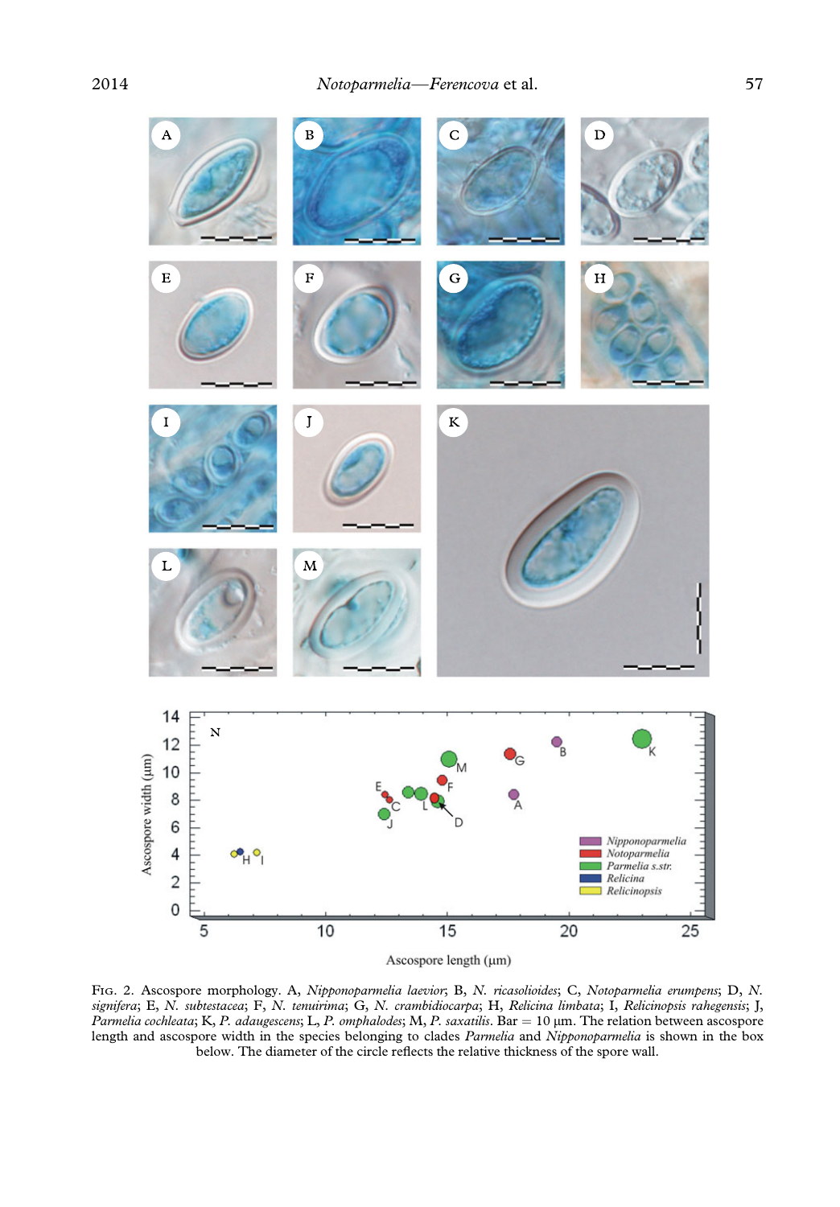FIG. 2. Ascospore morphology. A, *Nipponoparmelia laevior*; B, *N. ricasolioides*; C, *Notoparmelia erumpens*; D, *N. signifera*; E, *N. subtestacea*; F, *N. tenuirima*; G, *N. crambidiocarpa*; H, *Relicina limbata*; I, *Relicinopsis rahegensis*; J, *Parmelia cochleata*; K, *P. adaugescens*; L, *P. omphalodes*; M, *P. saxatilis*. Bar = 10 µm. The relation between ascospore length and ascospore width in the species belonging to clades *Parmelia* and *Nipponoparmelia* is shown in the box below. The diameter of the circle reflects the relative thickness of the spore wall.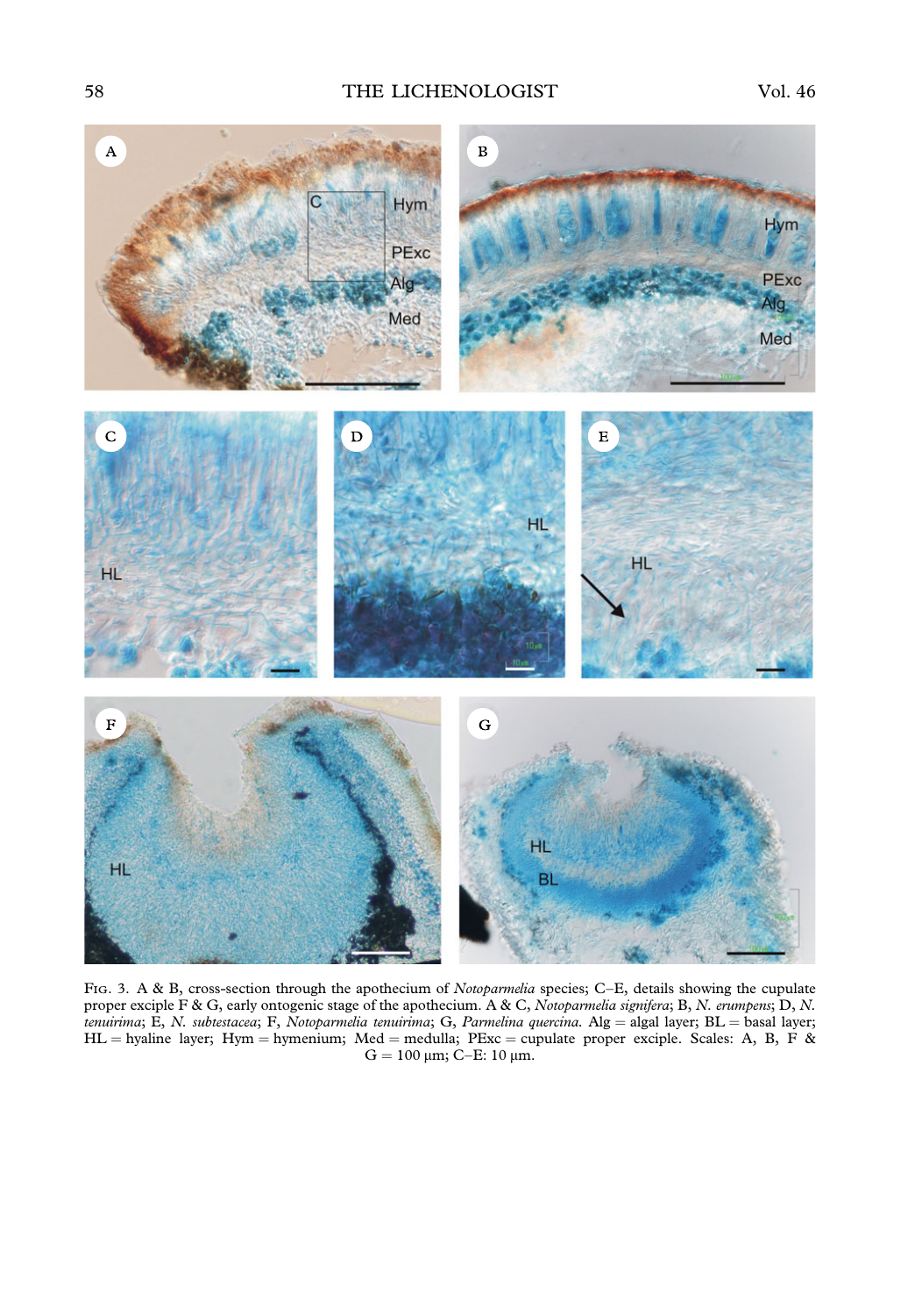FIG. 3. A & B, cross-section through the apothecium of *Notoparmelia* species; C–E, details showing the cupulate proper exciple F & G, early ontogenic stage of the apothecium. A & C, *Notoparmelia signifera*; B, *N. erumpens*; D, *N. tenuirima*; E, *N. subtestacea*; F, *Notoparmelia tenuirima*; G, *Parmelina quercina*. Alg = algal layer; BL = basal layer; HL = hyaline layer; Hym = hymenium; Med = medulla; PExc = cupulate proper exciple. Scales: A, B, F & G = 100 µm; C–E: 10 µm.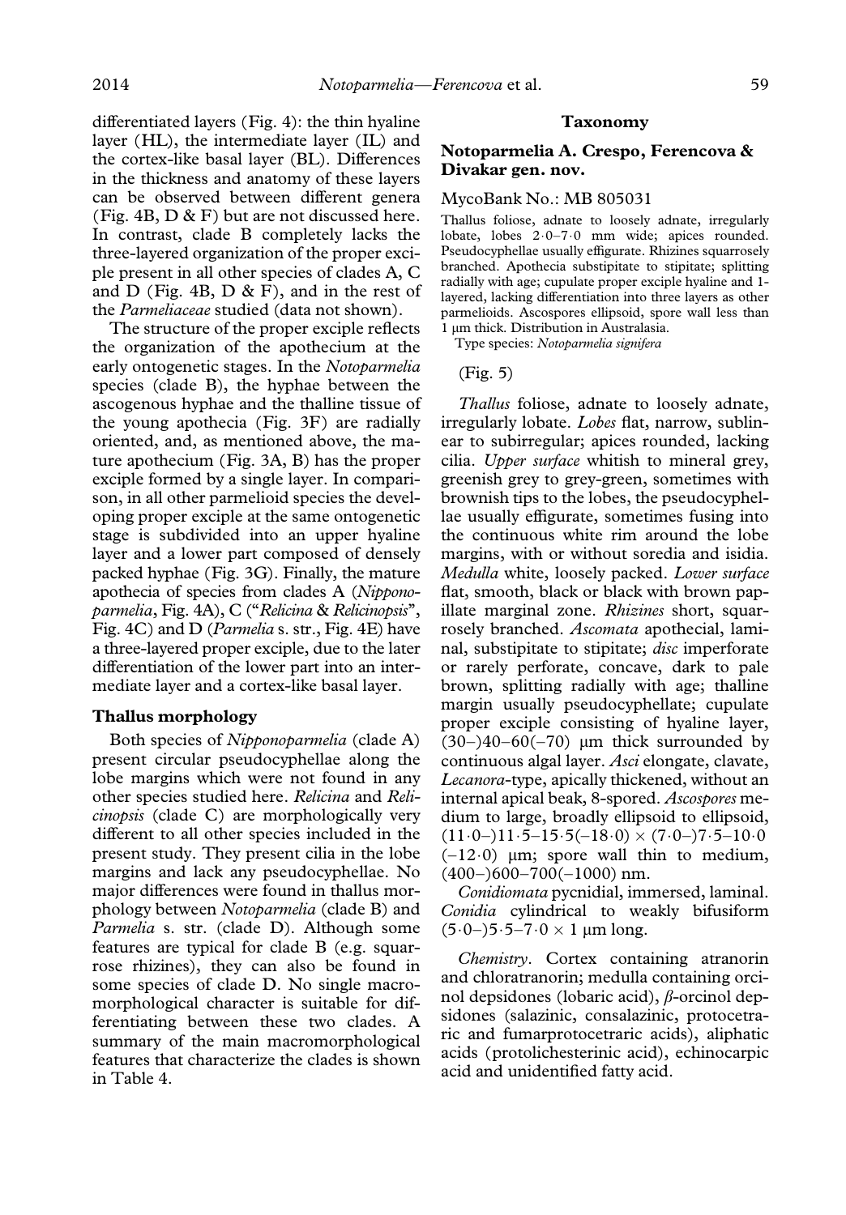differentiated layers (Fig. 4): the thin hyaline layer (HL), the intermediate layer (IL) and the cortex-like basal layer (BL). Differences in the thickness and anatomy of these layers can be observed between different genera (Fig. 4B, D & F) but are not discussed here. In contrast, clade B completely lacks the three-layered organization of the proper exciple present in all other species of clades A, C and D (Fig. 4B, D & F), and in the rest of the *Parmeliaceae* studied (data not shown).

The structure of the proper exciple reflects the organization of the apothecium at the early ontogenetic stages. In the *Notoparmelia* species (clade B), the hyphae between the ascogenous hyphae and the thalline tissue of the young apothecia (Fig. 3F) are radially oriented, and, as mentioned above, the mature apothecium (Fig. 3A, B) has the proper exciple formed by a single layer. In comparison, in all other parmelioid species the developing proper exciple at the same ontogenetic stage is subdivided into an upper hyaline layer and a lower part composed of densely packed hyphae (Fig. 3G). Finally, the mature apothecia of species from clades A (*Nipponoparmelia*, Fig. 4A), C ("*Relicina* & *Relicinopsis*", Fig. 4C) and D (*Parmelia* s. str., Fig. 4E) have a three-layered proper exciple, due to the later differentiation of the lower part into an intermediate layer and a cortex-like basal layer.

### Thallus morphology

Both species of *Nipponoparmelia* (clade A) present circular pseudocyphellae along the lobe margins which were not found in any other species studied here. *Relicina* and *Relicinopsis* (clade C) are morphologically very different to all other species included in the present study. They present cilia in the lobe margins and lack any pseudocyphellae. No major differences were found in thallus morphology between *Notoparmelia* (clade B) and *Parmelia* s. str. (clade D). Although some features are typical for clade B (e.g. squarrose rhizines), they can also be found in some species of clade D. No single macromorphological character is suitable for differentiating between these two clades. A summary of the main macromorphological features that characterize the clades is shown in Table 4.

## Taxonomy

### Notoparmelia A. Crespo, Ferencova & Divakar gen. nov.

MycoBank No.: MB 805031

Thallus foliose, adnate to loosely adnate, irregularly lobate, lobes 2·0–7·0 mm wide; apices rounded. Pseudocyphellae usually effigurate. Rhizines squarrosely branched. Apothecia substipitate to stipitate; splitting radially with age; cupulate proper exciple hyaline and 1-layered, lacking differentiation into three layers as other parmelioids. Ascospores ellipsoid, spore wall less than 1 µm thick. Distribution in Australasia.

Type species: *Notoparmelia signifera*

(Fig. 5)

*Thallus* foliose, adnate to loosely adnate, irregularly lobate. *Lobes* flat, narrow, sublinear to subirregular; apices rounded, lacking cilia. *Upper surface* whitish to mineral grey, greenish grey to grey-green, sometimes with brownish tips to the lobes, the pseudocyphellae usually effigurate, sometimes fusing into the continuous white rim around the lobe margins, with or without soredia and isidia. *Medulla* white, loosely packed. *Lower surface* flat, smooth, black or black with brown papillate marginal zone. *Rhizines* short, squarrosely branched. *Ascomata* apothecial, laminal, substipitate to stipitate; *disc* imperforate or rarely perforate, concave, dark to pale brown, splitting radially with age; thalline margin usually pseudocyphellate; cupulate proper exciple consisting of hyaline layer, (30–)40–60(–70) µm thick surrounded by continuous algal layer. *Asci* elongate, clavate, *Lecanora*-type, apically thickened, without an internal apical beak, 8-spored. *Ascospores* medium to large, broadly ellipsoid to ellipsoid, (11·0–)11·5–15·5(–18·0) × (7·0–)7·5–10·0 (–12·0) µm; spore wall thin to medium, (400–)600–700(–1000) nm.

*Conidiomata* pycnidial, immersed, laminal. *Conidia* cylindrical to weakly bifusiform (5·0–)5·5–7·0 × 1 µm long.

*Chemistry*. Cortex containing atranorin and chloratranorin; medulla containing orcinol depsidones (lobaric acid), *β*-orcinol depsidones (salazinic, consalazinic, protocetraric and fumarprotocetraric acids), aliphatic acids (protolichesterinic acid), echinocarpic acid and unidentified fatty acid.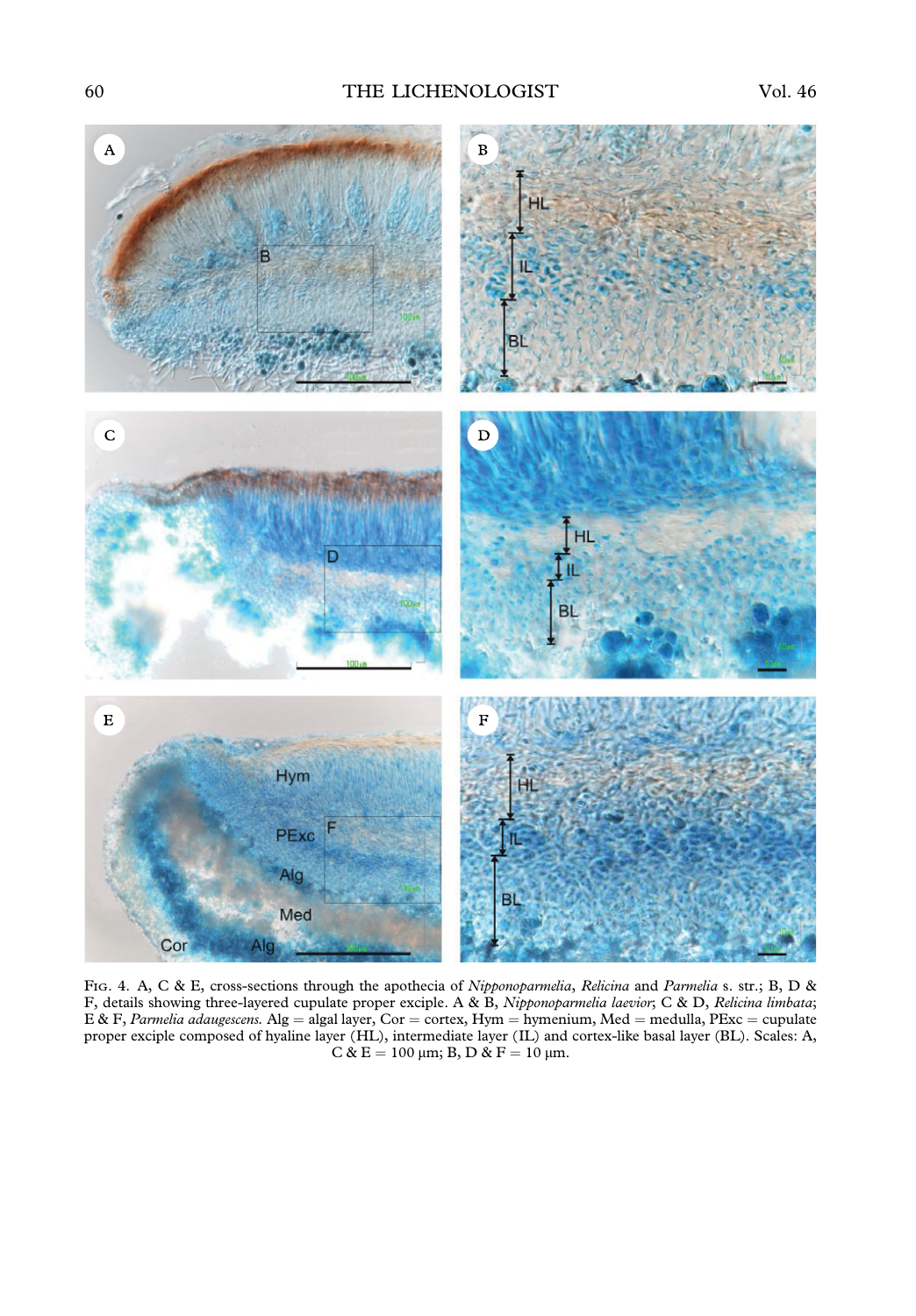FIG. 4. A, C & E, cross-sections through the apothecia of *Nipponoparmelia*, *Relicina* and *Parmelia* s. str.; B, D & F, details showing three-layered cupulate proper exciple. A & B, *Nipponoparmelia laevior*; C & D, *Relicina limbata*; E & F, *Parmelia adaugescens*. Alg = algal layer, Cor = cortex, Hym = hymenium, Med = medulla, PExc = cupulate proper exciple composed of hyaline layer (HL), intermediate layer (IL) and cortex-like basal layer (BL). Scales: A, C & E = 100 μm; B, D & F = 10 μm.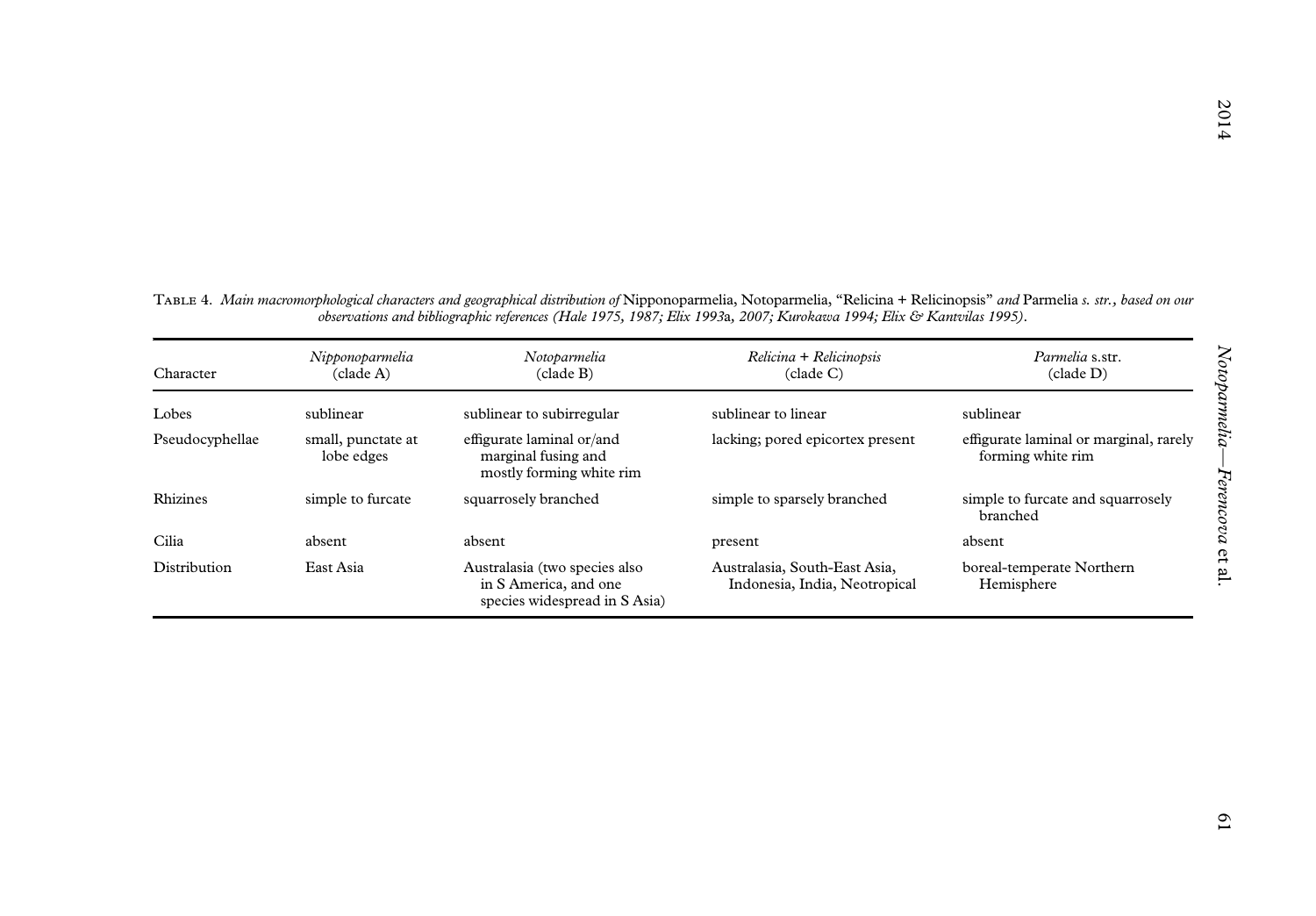Table 4. *Main macromorphological characters and geographical distribution of* Nipponoparmelia, Notoparmelia, "Relicina + Relicinopsis" *and* Parmelia *s. str., based on our observations and bibliographic references (Hale 1975, 1987; Elix 1993*a*, 2007; Kurokawa 1994; Elix & Kantvilas 1995).*

| Character | *Nipponoparmelia* (clade A) | *Notoparmelia* (clade B) | *Relicina + Relicinopsis* (clade C) | *Parmelia* s.str. (clade D) |
|---|---|---|---|---|
| Lobes | sublinear | sublinear to subirregular | sublinear to linear | sublinear |
| Pseudocyphellae | small, punctate at lobe edges | effigurate laminal or/and marginal fusing and mostly forming white rim | lacking; pored epicortex present | effigurate laminal or marginal, rarely forming white rim |
| Rhizines | simple to furcate | squarrosely branched | simple to sparsely branched | simple to furcate and squarrosely branched |
| Cilia | absent | absent | present | absent |
| Distribution | East Asia | Australasia (two species also in S America, and one species widespread in S Asia) | Australasia, South-East Asia, Indonesia, India, Neotropical | boreal-temperate Northern Hemisphere |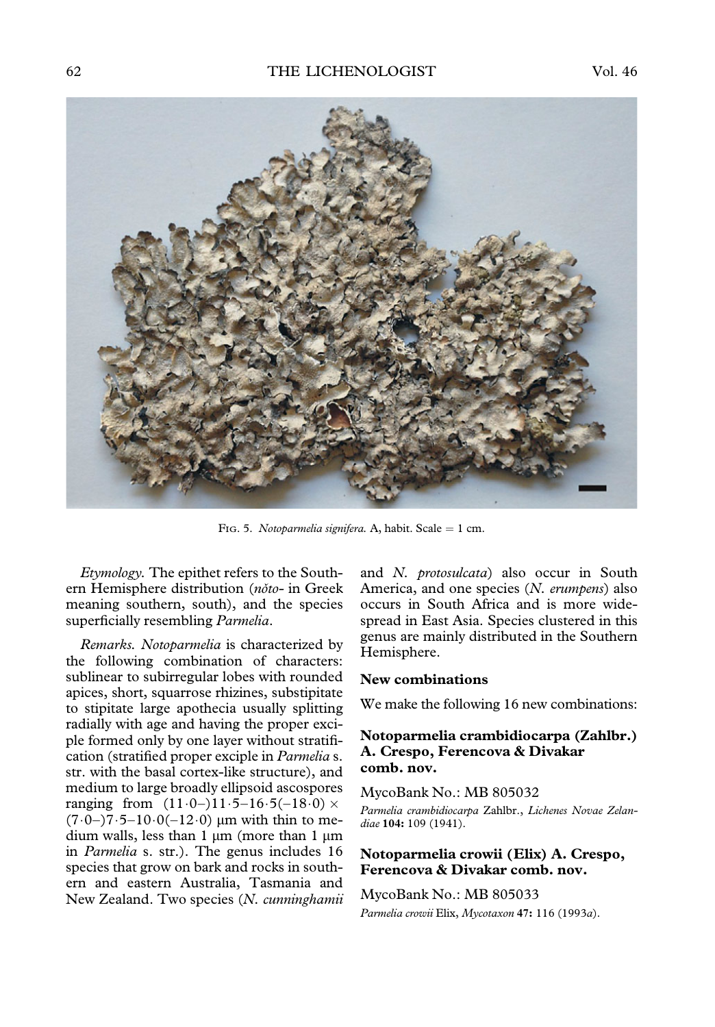FIG. 5. *Notoparmelia signifera*. A, habit. Scale = 1 cm.

*Etymology.* The epithet refers to the Southern Hemisphere distribution (*nŏto-* in Greek meaning southern, south), and the species superficially resembling *Parmelia*.

*Remarks. Notoparmelia* is characterized by the following combination of characters: sublinear to subirregular lobes with rounded apices, short, squarrose rhizines, substipitate to stipitate large apothecia usually splitting radially with age and having the proper exciple formed only by one layer without stratification (stratified proper exciple in *Parmelia* s. str. with the basal cortex-like structure), and medium to large broadly ellipsoid ascospores ranging from (11·0–)11·5–16·5(–18·0) × (7·0–)7·5–10·0(–12·0) μm with thin to medium walls, less than 1 μm (more than 1 μm in *Parmelia* s. str.). The genus includes 16 species that grow on bark and rocks in southern and eastern Australia, Tasmania and New Zealand. Two species (*N. cunninghamii* and *N. protosulcata*) also occur in South America, and one species (*N. erumpens*) also occurs in South Africa and is more widespread in East Asia. Species clustered in this genus are mainly distributed in the Southern Hemisphere.

## New combinations

We make the following 16 new combinations:

### Notoparmelia crambidiocarpa (Zahlbr.) A. Crespo, Ferencova & Divakar comb. nov.

MycoBank No.: MB 805032

*Parmelia crambidiocarpa* Zahlbr., *Lichenes Novae Zelandiae* **104:** 109 (1941).

### Notoparmelia crowii (Elix) A. Crespo, Ferencova & Divakar comb. nov.

MycoBank No.: MB 805033

*Parmelia crowii* Elix, *Mycotaxon* **47:** 116 (1993*a*).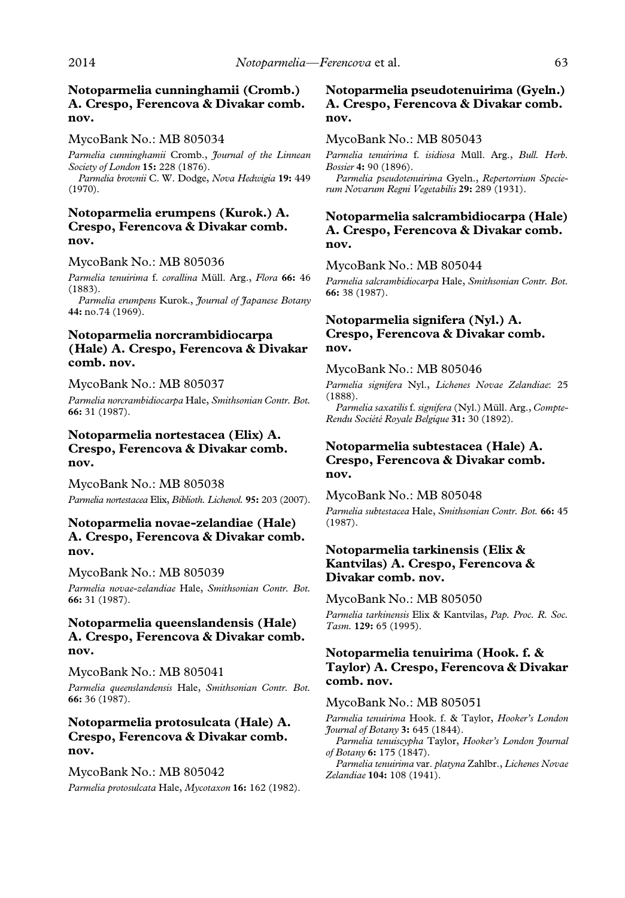### Notoparmelia cunninghamii (Cromb.) A. Crespo, Ferencova & Divakar comb. nov.

MycoBank No.: MB 805034

*Parmelia cunninghamii* Cromb., *Journal of the Linnean Society of London* **15:** 228 (1876).

*Parmelia brownii* C. W. Dodge, *Nova Hedwigia* **19:** 449 (1970).

### Notoparmelia erumpens (Kurok.) A. Crespo, Ferencova & Divakar comb. nov.

MycoBank No.: MB 805036

*Parmelia tenuirima* f. *corallina* Müll. Arg., *Flora* **66:** 46 (1883).

*Parmelia erumpens* Kurok., *Journal of Japanese Botany* **44:** no.74 (1969).

### Notoparmelia norcrambidiocarpa (Hale) A. Crespo, Ferencova & Divakar comb. nov.

MycoBank No.: MB 805037

*Parmelia norcrambidiocarpa* Hale, *Smithsonian Contr. Bot.* **66:** 31 (1987).

### Notoparmelia nortestacea (Elix) A. Crespo, Ferencova & Divakar comb. nov.

MycoBank No.: MB 805038

*Parmelia nortestacea* Elix, *Biblioth. Lichenol.* **95:** 203 (2007).

### Notoparmelia novae-zelandiae (Hale) A. Crespo, Ferencova & Divakar comb. nov.

MycoBank No.: MB 805039

*Parmelia novae-zelandiae* Hale, *Smithsonian Contr. Bot.* **66:** 31 (1987).

### Notoparmelia queenslandensis (Hale) A. Crespo, Ferencova & Divakar comb. nov.

MycoBank No.: MB 805041

*Parmelia queenslandensis* Hale, *Smithsonian Contr. Bot.* **66:** 36 (1987).

### Notoparmelia protosulcata (Hale) A. Crespo, Ferencova & Divakar comb. nov.

MycoBank No.: MB 805042

*Parmelia protosulcata* Hale, *Mycotaxon* **16:** 162 (1982).

### Notoparmelia pseudotenuirima (Gyeln.) A. Crespo, Ferencova & Divakar comb. nov.

MycoBank No.: MB 805043

*Parmelia tenuirima* f. *isidiosa* Müll. Arg., *Bull. Herb. Bossier* **4:** 90 (1896).

*Parmelia pseudotenuirima* Gyeln., *Repertorrium Specierum Novarum Regni Vegetabilis* **29:** 289 (1931).

### Notoparmelia salcrambidiocarpa (Hale) A. Crespo, Ferencova & Divakar comb. nov.

MycoBank No.: MB 805044

*Parmelia salcrambidiocarpa* Hale, *Smithsonian Contr. Bot.* **66:** 38 (1987).

### Notoparmelia signifera (Nyl.) A. Crespo, Ferencova & Divakar comb. nov.

MycoBank No.: MB 805046

*Parmelia signifera* Nyl., *Lichenes Novae Zelandiae*: 25 (1888).

*Parmelia saxatilis* f. *signifera* (Nyl.) Müll. Arg., *Compte-Rendu Société Royale Belgique* **31:** 30 (1892).

### Notoparmelia subtestacea (Hale) A. Crespo, Ferencova & Divakar comb. nov.

MycoBank No.: MB 805048

*Parmelia subtestacea* Hale, *Smithsonian Contr. Bot.* **66:** 45 (1987).

### Notoparmelia tarkinensis (Elix & Kantvilas) A. Crespo, Ferencova & Divakar comb. nov.

MycoBank No.: MB 805050

*Parmelia tarkinensis* Elix & Kantvilas, *Pap. Proc. R. Soc. Tasm.* **129:** 65 (1995).

### Notoparmelia tenuirima (Hook. f. & Taylor) A. Crespo, Ferencova & Divakar comb. nov.

MycoBank No.: MB 805051

*Parmelia tenuirima* Hook. f. & Taylor, *Hooker's London Journal of Botany* **3:** 645 (1844).

*Parmelia tenuiscypha* Taylor, *Hooker's London Journal of Botany* **6:** 175 (1847).

*Parmelia tenuirima* var. *platyna* Zahlbr., *Lichenes Novae Zelandiae* **104:** 108 (1941).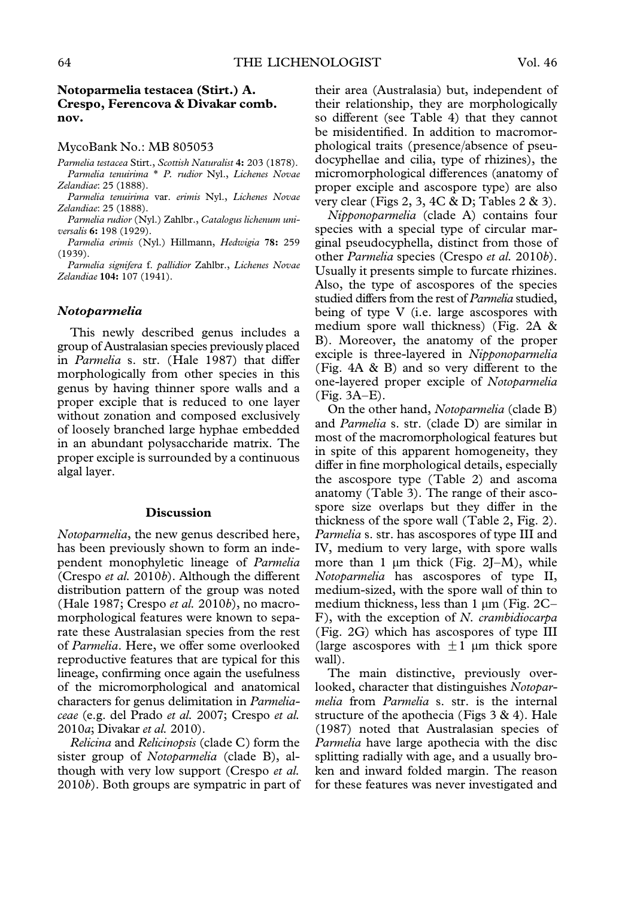**Notoparmelia testacea (Stirt.) A. Crespo, Ferencova & Divakar comb. nov.**

MycoBank No.: MB 805053

*Parmelia testacea* Stirt., *Scottish Naturalist* **4:** 203 (1878).

*Parmelia tenuirima* * *P. rudior* Nyl., *Lichenes Novae Zelandiae*: 25 (1888).

*Parmelia tenuirima* var. *erimis* Nyl., *Lichenes Novae Zelandiae*: 25 (1888).

*Parmelia rudior* (Nyl.) Zahlbr., *Catalogus lichenum universalis* **6:** 198 (1929).

*Parmelia erimis* (Nyl.) Hillmann, *Hedwigia* **78:** 259 (1939).

*Parmelia signifera* f. *pallidior* Zahlbr., *Lichenes Novae Zelandiae* **104:** 107 (1941).

### *Notoparmelia*

This newly described genus includes a group of Australasian species previously placed in *Parmelia* s. str. (Hale 1987) that differ morphologically from other species in this genus by having thinner spore walls and a proper exciple that is reduced to one layer without zonation and composed exclusively of loosely branched large hyphae embedded in an abundant polysaccharide matrix. The proper exciple is surrounded by a continuous algal layer.

## Discussion

*Notoparmelia*, the new genus described here, has been previously shown to form an independent monophyletic lineage of *Parmelia* (Crespo *et al.* 2010*b*). Although the different distribution pattern of the group was noted (Hale 1987; Crespo *et al.* 2010*b*), no macromorphological features were known to separate these Australasian species from the rest of *Parmelia*. Here, we offer some overlooked reproductive features that are typical for this lineage, confirming once again the usefulness of the micromorphological and anatomical characters for genus delimitation in *Parmeliaceae* (e.g. del Prado *et al.* 2007; Crespo *et al.* 2010*a*; Divakar *et al.* 2010).

*Relicina* and *Relicinopsis* (clade C) form the sister group of *Notoparmelia* (clade B), although with very low support (Crespo *et al.* 2010*b*). Both groups are sympatric in part of their area (Australasia) but, independent of their relationship, they are morphologically so different (see Table 4) that they cannot be misidentified. In addition to macromorphological traits (presence/absence of pseudocyphellae and cilia, type of rhizines), the micromorphological differences (anatomy of proper exciple and ascospore type) are also very clear (Figs 2, 3, 4C & D; Tables 2 & 3).

*Nipponoparmelia* (clade A) contains four species with a special type of circular marginal pseudocyphella, distinct from those of other *Parmelia* species (Crespo *et al.* 2010*b*). Usually it presents simple to furcate rhizines. Also, the type of ascospores of the species studied differs from the rest of *Parmelia* studied, being of type V (i.e. large ascospores with medium spore wall thickness) (Fig. 2A & B). Moreover, the anatomy of the proper exciple is three-layered in *Nipponoparmelia* (Fig. 4A & B) and so very different to the one-layered proper exciple of *Notoparmelia* (Fig. 3A–E).

On the other hand, *Notoparmelia* (clade B) and *Parmelia* s. str. (clade D) are similar in most of the macromorphological features but in spite of this apparent homogeneity, they differ in fine morphological details, especially the ascospore type (Table 2) and ascoma anatomy (Table 3). The range of their ascospore size overlaps but they differ in the thickness of the spore wall (Table 2, Fig. 2). *Parmelia* s. str. has ascospores of type III and IV, medium to very large, with spore walls more than 1 μm thick (Fig. 2J–M), while *Notoparmelia* has ascospores of type II, medium-sized, with the spore wall of thin to medium thickness, less than 1 μm (Fig. 2C–F), with the exception of *N. crambidiocarpa* (Fig. 2G) which has ascospores of type III (large ascospores with $\pm 1$ μm thick spore wall).

The main distinctive, previously overlooked, character that distinguishes *Notoparmelia* from *Parmelia* s. str. is the internal structure of the apothecia (Figs 3 & 4). Hale (1987) noted that Australasian species of *Parmelia* have large apothecia with the disc splitting radially with age, and a usually broken and inward folded margin. The reason for these features was never investigated and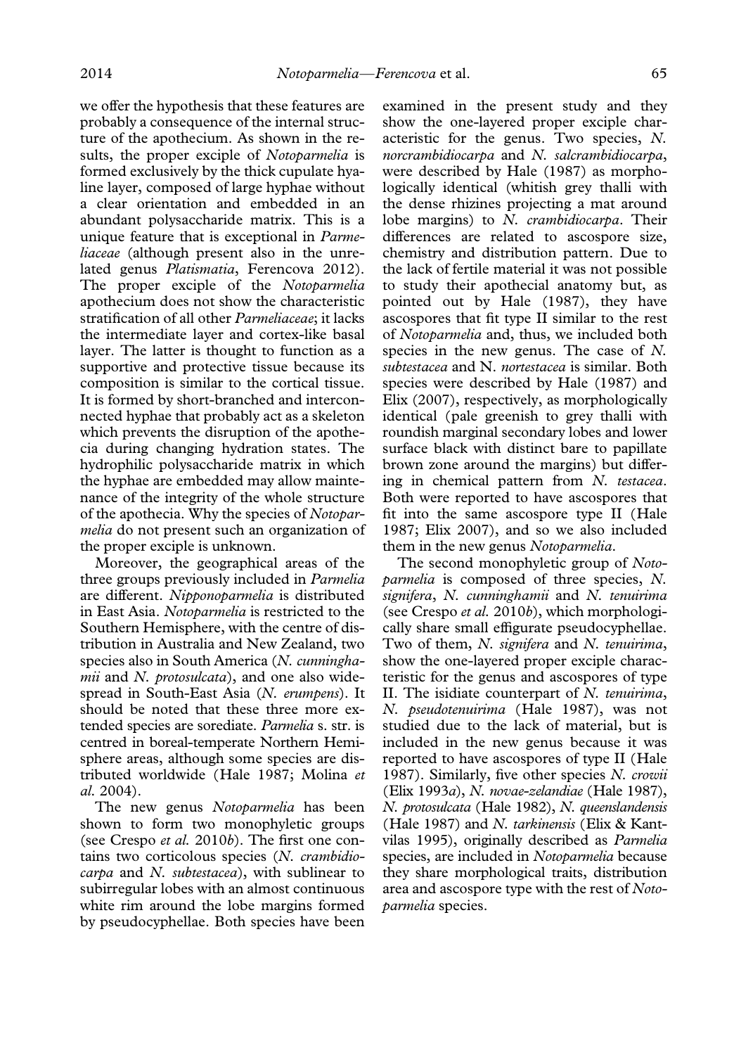we offer the hypothesis that these features are probably a consequence of the internal structure of the apothecium. As shown in the results, the proper exciple of *Notoparmelia* is formed exclusively by the thick cupulate hyaline layer, composed of large hyphae without a clear orientation and embedded in an abundant polysaccharide matrix. This is a unique feature that is exceptional in *Parmeliaceae* (although present also in the unrelated genus *Platismatia*, Ferencova 2012). The proper exciple of the *Notoparmelia* apothecium does not show the characteristic stratification of all other *Parmeliaceae*; it lacks the intermediate layer and cortex-like basal layer. The latter is thought to function as a supportive and protective tissue because its composition is similar to the cortical tissue. It is formed by short-branched and interconnected hyphae that probably act as a skeleton which prevents the disruption of the apothecia during changing hydration states. The hydrophilic polysaccharide matrix in which the hyphae are embedded may allow maintenance of the integrity of the whole structure of the apothecia. Why the species of *Notoparmelia* do not present such an organization of the proper exciple is unknown.

Moreover, the geographical areas of the three groups previously included in *Parmelia* are different. *Nipponoparmelia* is distributed in East Asia. *Notoparmelia* is restricted to the Southern Hemisphere, with the centre of distribution in Australia and New Zealand, two species also in South America (*N. cunninghamii* and *N. protosulcata*), and one also widespread in South-East Asia (*N. erumpens*). It should be noted that these three more extended species are sorediate. *Parmelia* s. str. is centred in boreal-temperate Northern Hemisphere areas, although some species are distributed worldwide (Hale 1987; Molina *et al.* 2004).

The new genus *Notoparmelia* has been shown to form two monophyletic groups (see Crespo *et al.* 2010*b*). The first one contains two corticolous species (*N. crambidiocarpa* and *N. subtestacea*), with sublinear to subirregular lobes with an almost continuous white rim around the lobe margins formed by pseudocyphellae. Both species have been examined in the present study and they show the one-layered proper exciple characteristic for the genus. Two species, *N. norcrambidiocarpa* and *N. salcrambidiocarpa*, were described by Hale (1987) as morphologically identical (whitish grey thalli with the dense rhizines projecting a mat around lobe margins) to *N. crambidiocarpa*. Their differences are related to ascospore size, chemistry and distribution pattern. Due to the lack of fertile material it was not possible to study their apothecial anatomy but, as pointed out by Hale (1987), they have ascospores that fit type II similar to the rest of *Notoparmelia* and, thus, we included both species in the new genus. The case of *N. subtestacea* and N. *nortestacea* is similar. Both species were described by Hale (1987) and Elix (2007), respectively, as morphologically identical (pale greenish to grey thalli with roundish marginal secondary lobes and lower surface black with distinct bare to papillate brown zone around the margins) but differing in chemical pattern from *N. testacea*. Both were reported to have ascospores that fit into the same ascospore type II (Hale 1987; Elix 2007), and so we also included them in the new genus *Notoparmelia*.

The second monophyletic group of *Notoparmelia* is composed of three species, *N. signifera*, *N. cunninghamii* and *N. tenuirima* (see Crespo *et al.* 2010*b*), which morphologically share small effigurate pseudocyphellae. Two of them, *N. signifera* and *N. tenuirima*, show the one-layered proper exciple characteristic for the genus and ascospores of type II. The isidiate counterpart of *N. tenuirima*, *N. pseudotenuirima* (Hale 1987), was not studied due to the lack of material, but is included in the new genus because it was reported to have ascospores of type II (Hale 1987). Similarly, five other species *N. crowii* (Elix 1993*a*), *N. novae-zelandiae* (Hale 1987), *N. protosulcata* (Hale 1982), *N. queenslandensis* (Hale 1987) and *N. tarkinensis* (Elix & Kantvilas 1995), originally described as *Parmelia* species, are included in *Notoparmelia* because they share morphological traits, distribution area and ascospore type with the rest of *Notoparmelia* species.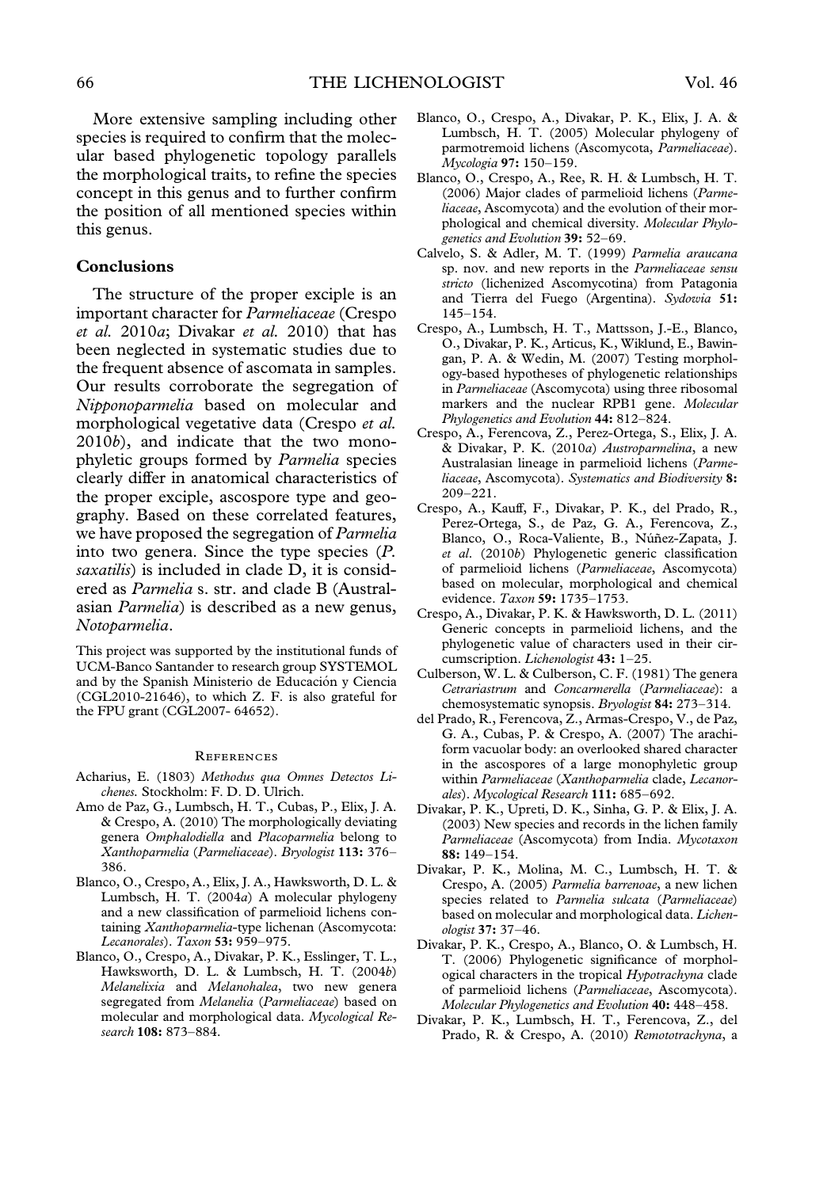More extensive sampling including other species is required to confirm that the molecular based phylogenetic topology parallels the morphological traits, to refine the species concept in this genus and to further confirm the position of all mentioned species within this genus.

## Conclusions

The structure of the proper exciple is an important character for *Parmeliaceae* (Crespo *et al.* 2010*a*; Divakar *et al.* 2010) that has been neglected in systematic studies due to the frequent absence of ascomata in samples. Our results corroborate the segregation of *Nipponoparmelia* based on molecular and morphological vegetative data (Crespo *et al.* 2010*b*), and indicate that the two monophyletic groups formed by *Parmelia* species clearly differ in anatomical characteristics of the proper exciple, ascospore type and geography. Based on these correlated features, we have proposed the segregation of *Parmelia* into two genera. Since the type species (*P. saxatilis*) is included in clade D, it is considered as *Parmelia* s. str. and clade B (Australasian *Parmelia*) is described as a new genus, *Notoparmelia*.

This project was supported by the institutional funds of UCM-Banco Santander to research group SYSTEMOL and by the Spanish Ministerio de Educación y Ciencia (CGL2010-21646), to which Z. F. is also grateful for the FPU grant (CGL2007- 64652).

### References

Acharius, E. (1803) *Methodus qua Omnes Detectos Lichenes.* Stockholm: F. D. D. Ulrich.

Amo de Paz, G., Lumbsch, H. T., Cubas, P., Elix, J. A. & Crespo, A. (2010) The morphologically deviating genera *Omphalodiella* and *Placoparmelia* belong to *Xanthoparmelia* (*Parmeliaceae*). *Bryologist* **113:** 376–386.

Blanco, O., Crespo, A., Elix, J. A., Hawksworth, D. L. & Lumbsch, H. T. (2004*a*) A molecular phylogeny and a new classification of parmelioid lichens containing *Xanthoparmelia*-type lichenan (Ascomycota: *Lecanorales*). *Taxon* **53:** 959–975.

Blanco, O., Crespo, A., Divakar, P. K., Esslinger, T. L., Hawksworth, D. L. & Lumbsch, H. T. (2004*b*) *Melanelixia* and *Melanohalea*, two new genera segregated from *Melanelia* (*Parmeliaceae*) based on molecular and morphological data. *Mycological Research* **108:** 873–884.

Blanco, O., Crespo, A., Divakar, P. K., Elix, J. A. & Lumbsch, H. T. (2005) Molecular phylogeny of parmotremoid lichens (Ascomycota, *Parmeliaceae*). *Mycologia* **97:** 150–159.

Blanco, O., Crespo, A., Ree, R. H. & Lumbsch, H. T. (2006) Major clades of parmelioid lichens (*Parmeliaceae*, Ascomycota) and the evolution of their morphological and chemical diversity. *Molecular Phylogenetics and Evolution* **39:** 52–69.

Calvelo, S. & Adler, M. T. (1999) *Parmelia araucana* sp. nov. and new reports in the *Parmeliaceae sensu stricto* (lichenized Ascomycotina) from Patagonia and Tierra del Fuego (Argentina). *Sydowia* **51:** 145–154.

Crespo, A., Lumbsch, H. T., Mattsson, J.-E., Blanco, O., Divakar, P. K., Articus, K., Wiklund, E., Bawingan, P. A. & Wedin, M. (2007) Testing morphology-based hypotheses of phylogenetic relationships in *Parmeliaceae* (Ascomycota) using three ribosomal markers and the nuclear RPB1 gene. *Molecular Phylogenetics and Evolution* **44:** 812–824.

Crespo, A., Ferencova, Z., Perez-Ortega, S., Elix, J. A. & Divakar, P. K. (2010*a*) *Austroparmelina*, a new Australasian lineage in parmelioid lichens (*Parmeliaceae*, Ascomycota). *Systematics and Biodiversity* **8:** 209–221.

Crespo, A., Kauff, F., Divakar, P. K., del Prado, R., Perez-Ortega, S., de Paz, G. A., Ferencova, Z., Blanco, O., Roca-Valiente, B., Núñez-Zapata, J. *et al.* (2010*b*) Phylogenetic generic classification of parmelioid lichens (*Parmeliaceae*, Ascomycota) based on molecular, morphological and chemical evidence. *Taxon* **59:** 1735–1753.

Crespo, A., Divakar, P. K. & Hawksworth, D. L. (2011) Generic concepts in parmelioid lichens, and the phylogenetic value of characters used in their circumscription. *Lichenologist* **43:** 1–25.

Culberson, W. L. & Culberson, C. F. (1981) The genera *Cetrariastrum* and *Concamerella* (*Parmeliaceae*): a chemosystematic synopsis. *Bryologist* **84:** 273–314.

del Prado, R., Ferencova, Z., Armas-Crespo, V., de Paz, G. A., Cubas, P. & Crespo, A. (2007) The arachiform vacuolar body: an overlooked shared character in the ascospores of a large monophyletic group within *Parmeliaceae* (*Xanthoparmelia* clade, *Lecanorales*). *Mycological Research* **111:** 685–692.

Divakar, P. K., Upreti, D. K., Sinha, G. P. & Elix, J. A. (2003) New species and records in the lichen family *Parmeliaceae* (Ascomycota) from India. *Mycotaxon* **88:** 149–154.

Divakar, P. K., Molina, M. C., Lumbsch, H. T. & Crespo, A. (2005) *Parmelia barrenoae*, a new lichen species related to *Parmelia sulcata* (*Parmeliaceae*) based on molecular and morphological data. *Lichenologist* **37:** 37–46.

Divakar, P. K., Crespo, A., Blanco, O. & Lumbsch, H. T. (2006) Phylogenetic significance of morphological characters in the tropical *Hypotrachyna* clade of parmelioid lichens (*Parmeliaceae*, Ascomycota). *Molecular Phylogenetics and Evolution* **40:** 448–458.

Divakar, P. K., Lumbsch, H. T., Ferencova, Z., del Prado, R. & Crespo, A. (2010) *Remototrachyna*, a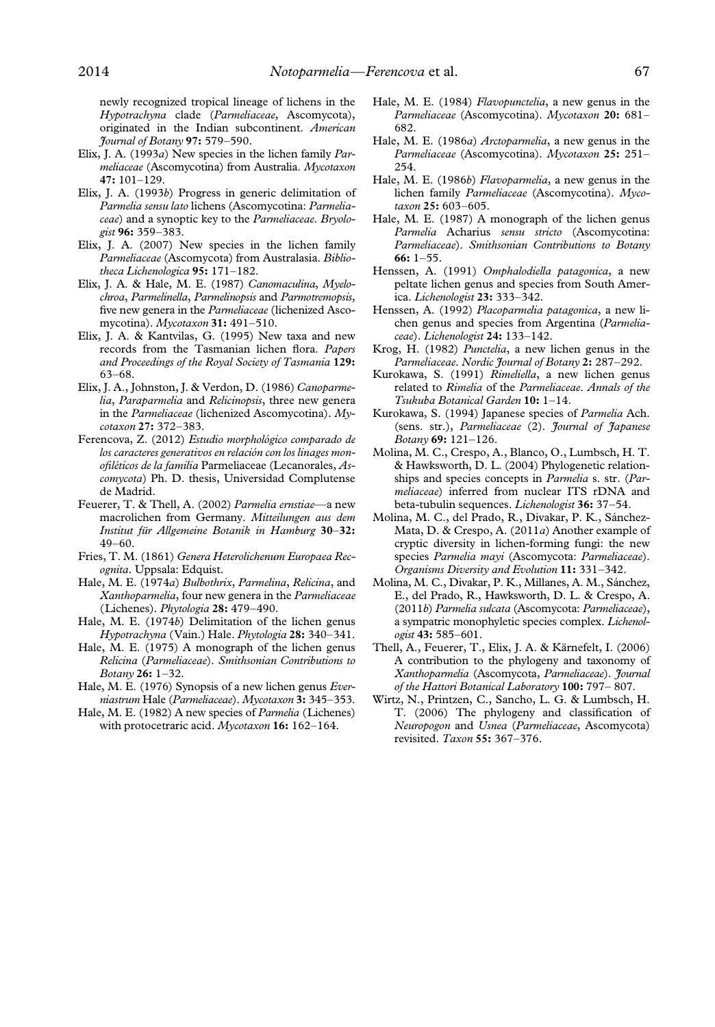newly recognized tropical lineage of lichens in the *Hypotrachyna* clade (*Parmeliaceae*, Ascomycota), originated in the Indian subcontinent. *American Journal of Botany* **97:** 579–590.

Elix, J. A. (1993*a*) New species in the lichen family *Parmeliaceae* (Ascomycotina) from Australia. *Mycotaxon* **47:** 101–129.

Elix, J. A. (1993*b*) Progress in generic delimitation of *Parmelia sensu lato* lichens (Ascomycotina: *Parmeliaceae*) and a synoptic key to the *Parmeliaceae*. *Bryologist* **96:** 359–383.

Elix, J. A. (2007) New species in the lichen family *Parmeliaceae* (Ascomycota) from Australasia. *Bibliotheca Lichenologica* **95:** 171–182.

Elix, J. A. & Hale, M. E. (1987) *Canomaculina*, *Myelochroa*, *Parmelinella*, *Parmelinopsis* and *Parmotremopsis*, five new genera in the *Parmeliaceae* (lichenized Ascomycotina). *Mycotaxon* **31:** 491–510.

Elix, J. A. & Kantvilas, G. (1995) New taxa and new records from the Tasmanian lichen flora. *Papers and Proceedings of the Royal Society of Tasmania* **129:** 63–68.

Elix, J. A., Johnston, J. & Verdon, D. (1986) *Canoparmelia*, *Paraparmelia* and *Relicinopsis*, three new genera in the *Parmeliaceae* (lichenized Ascomycotina). *Mycotaxon* **27:** 372–383.

Ferencova, Z. (2012) *Estudio morphológico comparado de los caracteres generativos en relación con los linages monofiléticos de la familia* Parmeliaceae (Lecanorales, *Ascomycota*) Ph. D. thesis, Universidad Complutense de Madrid.

Feuerer, T. & Thell, A. (2002) *Parmelia ernstiae*—a new macrolichen from Germany. *Mitteilungen aus dem Institut für Allgemeine Botanik in Hamburg* **30–32:** 49–60.

Fries, T. M. (1861) *Genera Heterolichenum Europaea Recognita*. Uppsala: Edquist.

Hale, M. E. (1974*a*) *Bulbothrix*, *Parmelina*, *Relicina*, and *Xanthoparmelia*, four new genera in the *Parmeliaceae* (Lichenes). *Phytologia* **28:** 479–490.

Hale, M. E. (1974*b*) Delimitation of the lichen genus *Hypotrachyna* (Vain.) Hale. *Phytologia* **28:** 340–341.

Hale, M. E. (1975) A monograph of the lichen genus *Relicina* (*Parmeliaceae*). *Smithsonian Contributions to Botany* **26:** 1–32.

Hale, M. E. (1976) Synopsis of a new lichen genus *Everniastrum* Hale (*Parmeliaceae*). *Mycotaxon* **3:** 345–353.

Hale, M. E. (1982) A new species of *Parmelia* (Lichenes) with protocetraric acid. *Mycotaxon* **16:** 162–164.

Hale, M. E. (1984) *Flavopunctelia*, a new genus in the *Parmeliaceae* (Ascomycotina). *Mycotaxon* **20:** 681–682.

Hale, M. E. (1986*a*) *Arctoparmelia*, a new genus in the *Parmeliaceae* (Ascomycotina). *Mycotaxon* **25:** 251–254.

Hale, M. E. (1986*b*) *Flavoparmelia*, a new genus in the lichen family *Parmeliaceae* (Ascomycotina). *Mycotaxon* **25:** 603–605.

Hale, M. E. (1987) A monograph of the lichen genus *Parmelia* Acharius *sensu stricto* (Ascomycotina: *Parmeliaceae*). *Smithsonian Contributions to Botany* **66:** 1–55.

Henssen, A. (1991) *Omphalodiella patagonica*, a new peltate lichen genus and species from South America. *Lichenologist* **23:** 333–342.

Henssen, A. (1992) *Placoparmelia patagonica*, a new lichen genus and species from Argentina (*Parmeliaceae*). *Lichenologist* **24:** 133–142.

Krog, H. (1982) *Punctelia*, a new lichen genus in the *Parmeliaceae*. *Nordic Journal of Botany* **2:** 287–292.

Kurokawa, S. (1991) *Rimeliella*, a new lichen genus related to *Rimelia* of the *Parmeliaceae*. *Annals of the Tsukuba Botanical Garden* **10:** 1–14.

Kurokawa, S. (1994) Japanese species of *Parmelia* Ach. (sens. str.), *Parmeliaceae* (2). *Journal of Japanese Botany* **69:** 121–126.

Molina, M. C., Crespo, A., Blanco, O., Lumbsch, H. T. & Hawksworth, D. L. (2004) Phylogenetic relationships and species concepts in *Parmelia* s. str. (*Parmeliaceae*) inferred from nuclear ITS rDNA and beta-tubulin sequences. *Lichenologist* **36:** 37–54.

Molina, M. C., del Prado, R., Divakar, P. K., Sánchez-Mata, D. & Crespo, A. (2011*a*) Another example of cryptic diversity in lichen-forming fungi: the new species *Parmelia mayi* (Ascomycota: *Parmeliaceae*). *Organisms Diversity and Evolution* **11:** 331–342.

Molina, M. C., Divakar, P. K., Millanes, A. M., Sánchez, E., del Prado, R., Hawksworth, D. L. & Crespo, A. (2011*b*) *Parmelia sulcata* (Ascomycota: *Parmeliaceae*), a sympatric monophyletic species complex. *Lichenologist* **43:** 585–601.

Thell, A., Feuerer, T., Elix, J. A. & Kärnefelt, I. (2006) A contribution to the phylogeny and taxonomy of *Xanthoparmelia* (Ascomycota, *Parmeliaceae*). *Journal of the Hattori Botanical Laboratory* **100:** 797– 807.

Wirtz, N., Printzen, C., Sancho, L. G. & Lumbsch, H. T. (2006) The phylogeny and classification of *Neuropogon* and *Usnea* (*Parmeliaceae*, Ascomycota) revisited. *Taxon* **55:** 367–376.